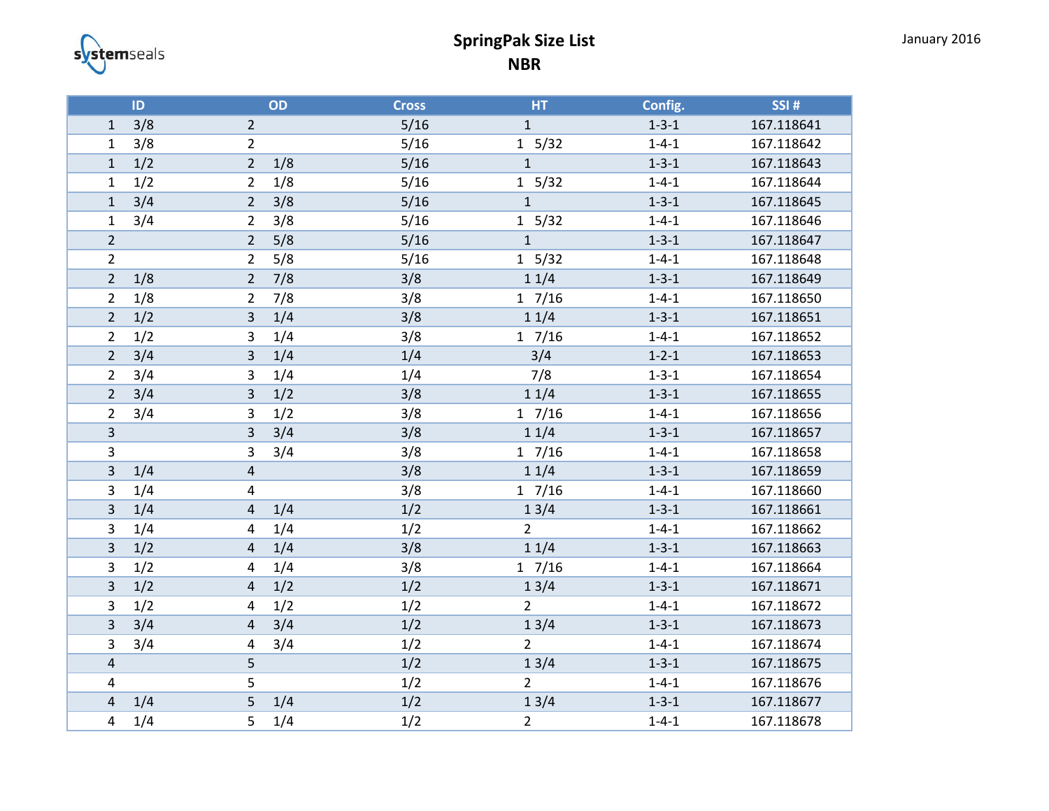# SpringPak Size List

## NBR

January 2016

| ID | OD | Cross | HT | Config. | SSI # |
|---|---|---|---|---|---|
| 1 3/8 | 2 | 5/16 | 1 | 1-3-1 | 167.118641 |
| 1 3/8 | 2 | 5/16 | 1 5/32 | 1-4-1 | 167.118642 |
| 1 1/2 | 2 1/8 | 5/16 | 1 | 1-3-1 | 167.118643 |
| 1 1/2 | 2 1/8 | 5/16 | 1 5/32 | 1-4-1 | 167.118644 |
| 1 3/4 | 2 3/8 | 5/16 | 1 | 1-3-1 | 167.118645 |
| 1 3/4 | 2 3/8 | 5/16 | 1 5/32 | 1-4-1 | 167.118646 |
| 2 | 2 5/8 | 5/16 | 1 | 1-3-1 | 167.118647 |
| 2 | 2 5/8 | 5/16 | 1 5/32 | 1-4-1 | 167.118648 |
| 2 1/8 | 2 7/8 | 3/8 | 1 1/4 | 1-3-1 | 167.118649 |
| 2 1/8 | 2 7/8 | 3/8 | 1 7/16 | 1-4-1 | 167.118650 |
| 2 1/2 | 3 1/4 | 3/8 | 1 1/4 | 1-3-1 | 167.118651 |
| 2 1/2 | 3 1/4 | 3/8 | 1 7/16 | 1-4-1 | 167.118652 |
| 2 3/4 | 3 1/4 | 1/4 | 3/4 | 1-2-1 | 167.118653 |
| 2 3/4 | 3 1/4 | 1/4 | 7/8 | 1-3-1 | 167.118654 |
| 2 3/4 | 3 1/2 | 3/8 | 1 1/4 | 1-3-1 | 167.118655 |
| 2 3/4 | 3 1/2 | 3/8 | 1 7/16 | 1-4-1 | 167.118656 |
| 3 | 3 3/4 | 3/8 | 1 1/4 | 1-3-1 | 167.118657 |
| 3 | 3 3/4 | 3/8 | 1 7/16 | 1-4-1 | 167.118658 |
| 3 1/4 | 4 | 3/8 | 1 1/4 | 1-3-1 | 167.118659 |
| 3 1/4 | 4 | 3/8 | 1 7/16 | 1-4-1 | 167.118660 |
| 3 1/4 | 4 1/4 | 1/2 | 1 3/4 | 1-3-1 | 167.118661 |
| 3 1/4 | 4 1/4 | 1/2 | 2 | 1-4-1 | 167.118662 |
| 3 1/2 | 4 1/4 | 3/8 | 1 1/4 | 1-3-1 | 167.118663 |
| 3 1/2 | 4 1/4 | 3/8 | 1 7/16 | 1-4-1 | 167.118664 |
| 3 1/2 | 4 1/2 | 1/2 | 1 3/4 | 1-3-1 | 167.118671 |
| 3 1/2 | 4 1/2 | 1/2 | 2 | 1-4-1 | 167.118672 |
| 3 3/4 | 4 3/4 | 1/2 | 1 3/4 | 1-3-1 | 167.118673 |
| 3 3/4 | 4 3/4 | 1/2 | 2 | 1-4-1 | 167.118674 |
| 4 | 5 | 1/2 | 1 3/4 | 1-3-1 | 167.118675 |
| 4 | 5 | 1/2 | 2 | 1-4-1 | 167.118676 |
| 4 1/4 | 5 1/4 | 1/2 | 1 3/4 | 1-3-1 | 167.118677 |
| 4 1/4 | 5 1/4 | 1/2 | 2 | 1-4-1 | 167.118678 |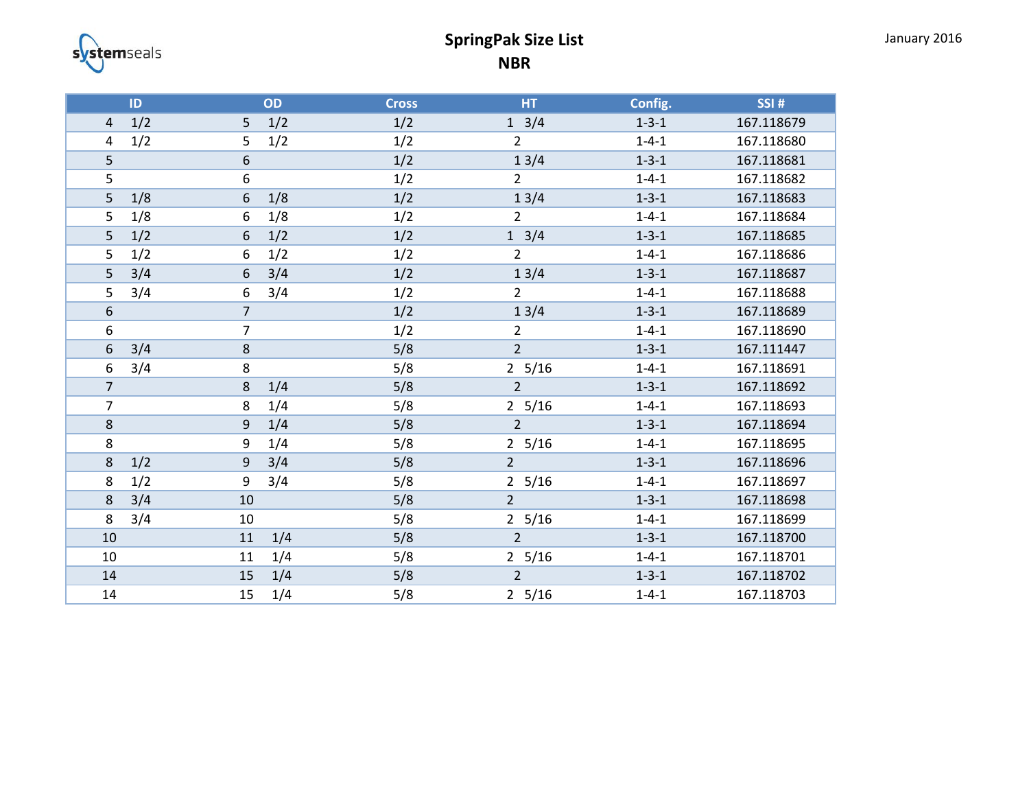# SpringPak Size List
## NBR

January 2016

| ID | OD | Cross | HT | Config. | SSI # |
|---|---|---|---|---|---|
| 4 1/2 | 5 1/2 | 1/2 | 1 3/4 | 1-3-1 | 167.118679 |
| 4 1/2 | 5 1/2 | 1/2 | 2 | 1-4-1 | 167.118680 |
| 5 | 6 | 1/2 | 1 3/4 | 1-3-1 | 167.118681 |
| 5 | 6 | 1/2 | 2 | 1-4-1 | 167.118682 |
| 5 1/8 | 6 1/8 | 1/2 | 1 3/4 | 1-3-1 | 167.118683 |
| 5 1/8 | 6 1/8 | 1/2 | 2 | 1-4-1 | 167.118684 |
| 5 1/2 | 6 1/2 | 1/2 | 1 3/4 | 1-3-1 | 167.118685 |
| 5 1/2 | 6 1/2 | 1/2 | 2 | 1-4-1 | 167.118686 |
| 5 3/4 | 6 3/4 | 1/2 | 1 3/4 | 1-3-1 | 167.118687 |
| 5 3/4 | 6 3/4 | 1/2 | 2 | 1-4-1 | 167.118688 |
| 6 | 7 | 1/2 | 1 3/4 | 1-3-1 | 167.118689 |
| 6 | 7 | 1/2 | 2 | 1-4-1 | 167.118690 |
| 6 3/4 | 8 | 5/8 | 2 | 1-3-1 | 167.111447 |
| 6 3/4 | 8 | 5/8 | 2 5/16 | 1-4-1 | 167.118691 |
| 7 | 8 1/4 | 5/8 | 2 | 1-3-1 | 167.118692 |
| 7 | 8 1/4 | 5/8 | 2 5/16 | 1-4-1 | 167.118693 |
| 8 | 9 1/4 | 5/8 | 2 | 1-3-1 | 167.118694 |
| 8 | 9 1/4 | 5/8 | 2 5/16 | 1-4-1 | 167.118695 |
| 8 1/2 | 9 3/4 | 5/8 | 2 | 1-3-1 | 167.118696 |
| 8 1/2 | 9 3/4 | 5/8 | 2 5/16 | 1-4-1 | 167.118697 |
| 8 3/4 | 10 | 5/8 | 2 | 1-3-1 | 167.118698 |
| 8 3/4 | 10 | 5/8 | 2 5/16 | 1-4-1 | 167.118699 |
| 10 | 11 1/4 | 5/8 | 2 | 1-3-1 | 167.118700 |
| 10 | 11 1/4 | 5/8 | 2 5/16 | 1-4-1 | 167.118701 |
| 14 | 15 1/4 | 5/8 | 2 | 1-3-1 | 167.118702 |
| 14 | 15 1/4 | 5/8 | 2 5/16 | 1-4-1 | 167.118703 |